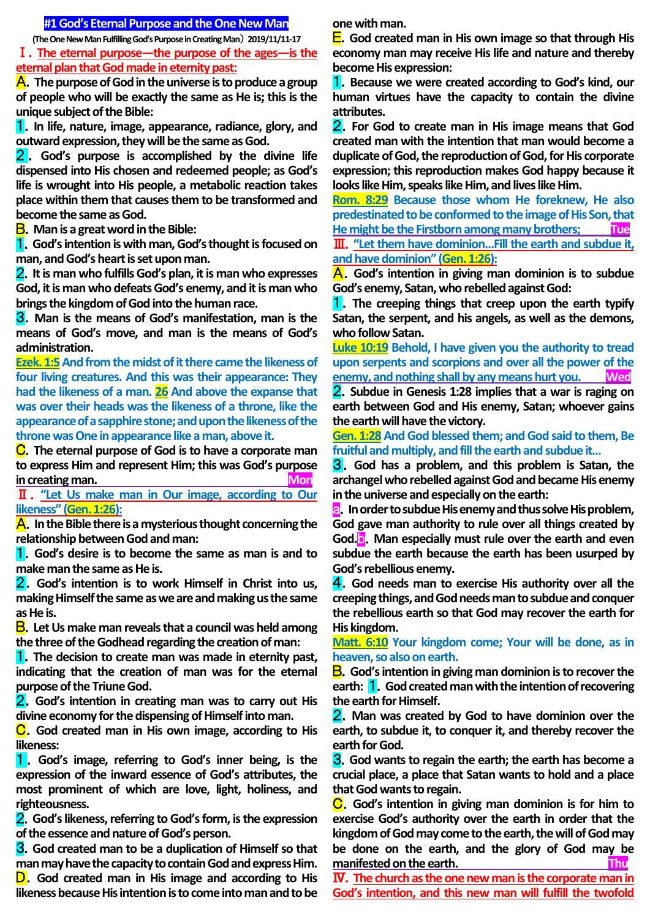# #1 God's Eternal Purpose and the One New Man

**(The One New Man Fulfilling God's Purpose in Creating Man) 2019/11/11-17**

## Ⅰ. The eternal purpose—the purpose of the ages—is the eternal plan that God made in eternity past:

**A.** The purpose of God in the universe is to produce a group of people who will be exactly the same as He is; this is the unique subject of the Bible:

**1.** In life, nature, image, appearance, radiance, glory, and outward expression, they will be the same as God.

**2.** God's purpose is accomplished by the divine life dispensed into His chosen and redeemed people; as God's life is wrought into His people, a metabolic reaction takes place within them that causes them to be transformed and become the same as God.

**B.** Man is a great word in the Bible:

**1.** God's intention is with man, God's thought is focused on man, and God's heart is set upon man.

**2.** It is man who fulfills God's plan, it is man who expresses God, it is man who defeats God's enemy, and it is man who brings the kingdom of God into the human race.

**3.** Man is the means of God's manifestation, man is the means of God's move, and man is the means of God's administration.

**Ezek. 1:5** And from the midst of it there came the likeness of four living creatures. And this was their appearance: They had the likeness of a man. **26** And above the expanse that was over their heads was the likeness of a throne, like the appearance of a sapphire stone; and upon the likeness of the throne was One in appearance like a man, above it.

**C.** The eternal purpose of God is to have a corporate man to express Him and represent Him; this was God's purpose in creating man. **Mon**

## Ⅱ. "Let Us make man in Our image, according to Our likeness" (Gen. 1:26):

**A.** In the Bible there is a mysterious thought concerning the relationship between God and man:

**1.** God's desire is to become the same as man is and to make man the same as He is.

**2.** God's intention is to work Himself in Christ into us, making Himself the same as we are and making us the same as He is.

**B.** Let Us make man reveals that a council was held among the three of the Godhead regarding the creation of man:

**1.** The decision to create man was made in eternity past, indicating that the creation of man was for the eternal purpose of the Triune God.

**2.** God's intention in creating man was to carry out His divine economy for the dispensing of Himself into man.

**C.** God created man in His own image, according to His likeness:

**1.** God's image, referring to God's inner being, is the expression of the inward essence of God's attributes, the most prominent of which are love, light, holiness, and righteousness.

**2.** God's likeness, referring to God's form, is the expression of the essence and nature of God's person.

**3.** God created man to be a duplication of Himself so that man may have the capacity to contain God and express Him.

**D.** God created man in His image and according to His likeness because His intention is to come into man and to be one with man.

**E.** God created man in His own image so that through His economy man may receive His life and nature and thereby become His expression:

**1.** Because we were created according to God's kind, our human virtues have the capacity to contain the divine attributes.

**2.** For God to create man in His image means that God created man with the intention that man would become a duplicate of God, the reproduction of God, for His corporate expression; this reproduction makes God happy because it looks like Him, speaks like Him, and lives like Him.

**Rom. 8:29** Because those whom He foreknew, He also predestinated to be conformed to the image of His Son, that He might be the Firstborn among many brothers; **Tue**

## Ⅲ. "Let them have dominion…Fill the earth and subdue it, and have dominion" (Gen. 1:26):

**A.** God's intention in giving man dominion is to subdue God's enemy, Satan, who rebelled against God:

**1.** The creeping things that creep upon the earth typify Satan, the serpent, and his angels, as well as the demons, who follow Satan.

**Luke 10:19** Behold, I have given you the authority to tread upon serpents and scorpions and over all the power of the enemy, and nothing shall by any means hurt you. **Wed**

**2.** Subdue in Genesis 1:28 implies that a war is raging on earth between God and His enemy, Satan; whoever gains the earth will have the victory.

**Gen. 1:28** And God blessed them; and God said to them, Be fruitful and multiply, and fill the earth and subdue it…

**3.** God has a problem, and this problem is Satan, the archangel who rebelled against God and became His enemy in the universe and especially on the earth:

**a.** In order to subdue His enemy and thus solve His problem, God gave man authority to rule over all things created by God. **b.** Man especially must rule over the earth and even subdue the earth because the earth has been usurped by God's rebellious enemy.

**4.** God needs man to exercise His authority over all the creeping things, and God needs man to subdue and conquer the rebellious earth so that God may recover the earth for His kingdom.

**Matt. 6:10** Your kingdom come; Your will be done, as in heaven, so also on earth.

**B.** God's intention in giving man dominion is to recover the earth: **1.** God created man with the intention of recovering the earth for Himself.

**2.** Man was created by God to have dominion over the earth, to subdue it, to conquer it, and thereby recover the earth for God.

**3.** God wants to regain the earth; the earth has become a crucial place, a place that Satan wants to hold and a place that God wants to regain.

**C.** God's intention in giving man dominion is for him to exercise God's authority over the earth in order that the kingdom of God may come to the earth, the will of God may be done on the earth, and the glory of God may be manifested on the earth. **Thu**

## Ⅳ. The church as the one new man is the corporate man in God's intention, and this new man will fulfill the twofold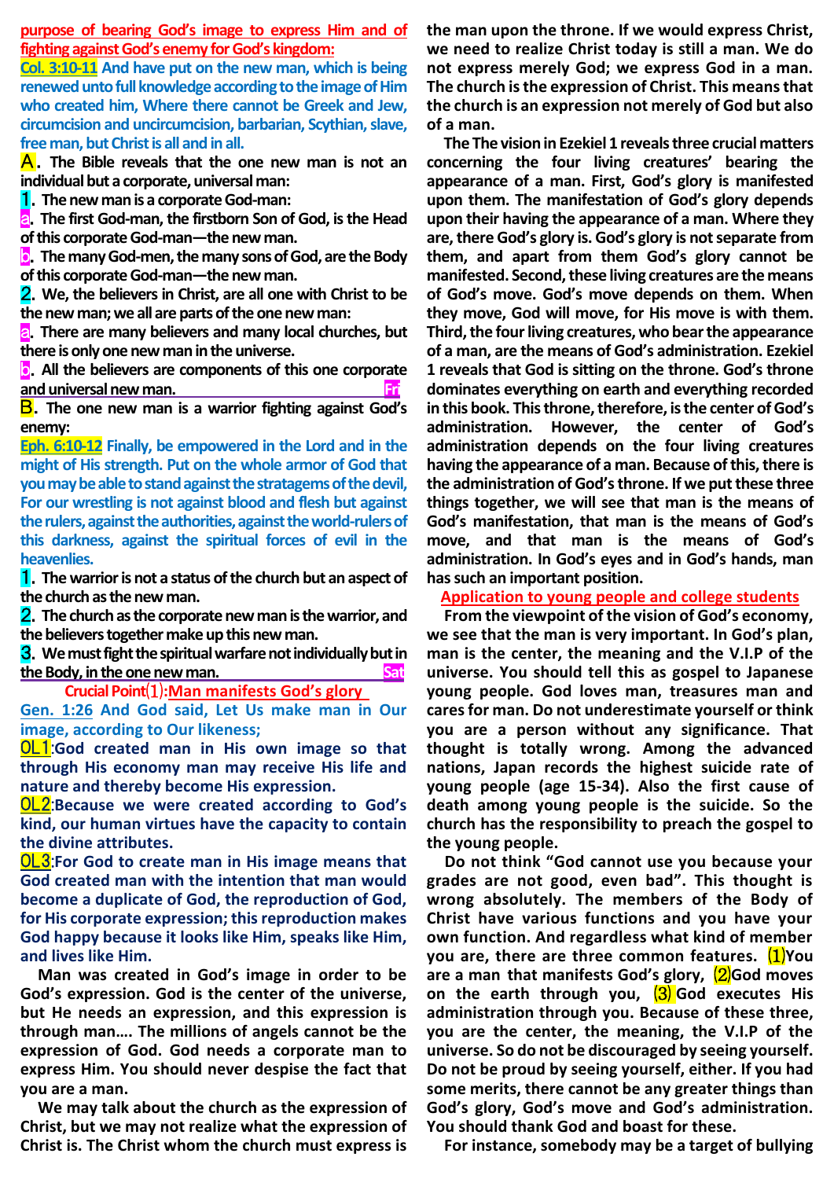**purpose of bearing God's image to express Him and of fighting against God's enemy for God's kingdom:**

**Col. 3:10-11** And have put on the new man, which is being renewed unto full knowledge according to the image of Him who created him, Where there cannot be Greek and Jew, circumcision and uncircumcision, barbarian, Scythian, slave, free man, but Christ is all and in all.

**A.** The Bible reveals that the one new man is not an individual but a corporate, universal man:

**1.** The new man is a corporate God-man:

**a.** The first God-man, the firstborn Son of God, is the Head of this corporate God-man—the new man.

**b.** The many God-men, the many sons of God, are the Body of this corporate God-man—the new man.

**2.** We, the believers in Christ, are all one with Christ to be the new man; we all are parts of the one new man:

**a.** There are many believers and many local churches, but there is only one new man in the universe.

**b.** All the believers are components of this one corporate and universal new man. Fri

**B.** The one new man is a warrior fighting against God's enemy:

**Eph. 6:10-12** Finally, be empowered in the Lord and in the might of His strength. Put on the whole armor of God that you may be able to stand against the stratagems of the devil, For our wrestling is not against blood and flesh but against the rulers, against the authorities, against the world-rulers of this darkness, against the spiritual forces of evil in the heavenlies.

**1.** The warrior is not a status of the church but an aspect of the church as the new man.

**2.** The church as the corporate new man is the warrior, and the believers together make up this new man.

**3.** We must fight the spiritual warfare not individually but in the Body, in the one new man. Sat

**Crucial Point⑴:Man manifests God's glory**

**Gen. 1:26** And God said, Let Us make man in Our image, according to Our likeness;

**OL1**:God created man in His own image so that through His economy man may receive His life and nature and thereby become His expression.

**OL2**:Because we were created according to God's kind, our human virtues have the capacity to contain the divine attributes.

**OL3**:For God to create man in His image means that God created man with the intention that man would become a duplicate of God, the reproduction of God, for His corporate expression; this reproduction makes God happy because it looks like Him, speaks like Him, and lives like Him.

Man was created in God's image in order to be God's expression. God is the center of the universe, but He needs an expression, and this expression is through man…. The millions of angels cannot be the expression of God. God needs a corporate man to express Him. You should never despise the fact that you are a man.

We may talk about the church as the expression of Christ, but we may not realize what the expression of Christ is. The Christ whom the church must express is the man upon the throne. If we would express Christ, we need to realize Christ today is still a man. We do not express merely God; we express God in a man. The church is the expression of Christ. This means that the church is an expression not merely of God but also of a man.

The The vision in Ezekiel 1 reveals three crucial matters concerning the four living creatures' bearing the appearance of a man. First, God's glory is manifested upon them. The manifestation of God's glory depends upon their having the appearance of a man. Where they are, there God's glory is. God's glory is not separate from them, and apart from them God's glory cannot be manifested. Second, these living creatures are the means of God's move. God's move depends on them. When they move, God will move, for His move is with them. Third, the four living creatures, who bear the appearance of a man, are the means of God's administration. Ezekiel 1 reveals that God is sitting on the throne. God's throne dominates everything on earth and everything recorded in this book. This throne, therefore, is the center of God's administration. However, the center of God's administration depends on the four living creatures having the appearance of a man. Because of this, there is the administration of God's throne. If we put these three things together, we will see that man is the means of God's manifestation, that man is the means of God's move, and that man is the means of God's administration. In God's eyes and in God's hands, man has such an important position.

**Application to young people and college students**

From the viewpoint of the vision of God's economy, we see that the man is very important. In God's plan, man is the center, the meaning and the V.I.P of the universe. You should tell this as gospel to Japanese young people. God loves man, treasures man and cares for man. Do not underestimate yourself or think you are a person without any significance. That thought is totally wrong. Among the advanced nations, Japan records the highest suicide rate of young people (age 15-34). Also the first cause of death among young people is the suicide. So the church has the responsibility to preach the gospel to the young people.

Do not think "God cannot use you because your grades are not good, even bad". This thought is wrong absolutely. The members of the Body of Christ have various functions and you have your own function. And regardless what kind of member you are, there are three common features. ⑴You are a man that manifests God's glory, ⑵God moves on the earth through you, ⑶ God executes His administration through you. Because of these three, you are the center, the meaning, the V.I.P of the universe. So do not be discouraged by seeing yourself. Do not be proud by seeing yourself, either. If you had some merits, there cannot be any greater things than God's glory, God's move and God's administration. You should thank God and boast for these.

For instance, somebody may be a target of bullying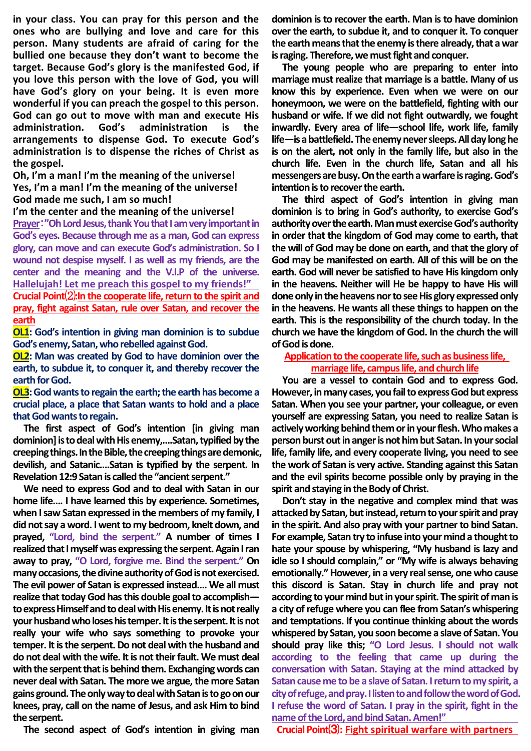in your class. You can pray for this person and the ones who are bullying and love and care for this person. Many students are afraid of caring for the bullied one because they don't want to become the target. Because God's glory is the manifested God, if you love this person with the love of God, you will have God's glory on your being. It is even more wonderful if you can preach the gospel to this person. God can go out to move with man and execute His administration. God's administration is the arrangements to dispense God. To execute God's administration is to dispense the riches of Christ as the gospel.

**Oh, I'm a man! I'm the meaning of the universe!**
**Yes, I'm a man! I'm the meaning of the universe!**
**God made me such, I am so much!**
**I'm the center and the meaning of the universe!**

**Prayer:"Oh Lord Jesus, thank You that I am very important in God's eyes. Because through me as a man, God can express glory, can move and can execute God's administration. So I wound not despise myself. I as well as my friends, are the center and the meaning and the V.I.P of the universe. Hallelujah! Let me preach this gospel to my friends!"**

**Crucial Point⑵: In the cooperate life, return to the spirit and pray, fight against Satan, rule over Satan, and recover the earth**

**OL1: God's intention in giving man dominion is to subdue God's enemy, Satan, who rebelled against God.**

**OL2: Man was created by God to have dominion over the earth, to subdue it, to conquer it, and thereby recover the earth for God.**

**OL3: God wants to regain the earth; the earth has become a crucial place, a place that Satan wants to hold and a place that God wants to regain.**

The first aspect of God's intention [in giving man dominion] is to deal with His enemy,....Satan, typified by the creeping things. In the Bible, the creeping things are demonic, devilish, and Satanic....Satan is typified by the serpent. In Revelation 12:9 Satan is called the "ancient serpent."

We need to express God and to deal with Satan in our home life.... I have learned this by experience. Sometimes, when I saw Satan expressed in the members of my family, I did not say a word. I went to my bedroom, knelt down, and prayed, "Lord, bind the serpent." A number of times I realized that I myself was expressing the serpent. Again I ran away to pray, "O Lord, forgive me. Bind the serpent." On many occasions, the divine authority of God is not exercised. The evil power of Satan is expressed instead.... We all must realize that today God has this double goal to accomplish—to express Himself and to deal with His enemy. It is not really your husband who loses his temper. It is the serpent. It is not really your wife who says something to provoke your temper. It is the serpent. Do not deal with the husband and do not deal with the wife. It is not their fault. We must deal with the serpent that is behind them. Exchanging words can never deal with Satan. The more we argue, the more Satan gains ground. The only way to deal with Satan is to go on our knees, pray, call on the name of Jesus, and ask Him to bind the serpent.

The second aspect of God's intention in giving man dominion is to recover the earth. Man is to have dominion over the earth, to subdue it, and to conquer it. To conquer the earth means that the enemy is there already, that a war is raging. Therefore, we must fight and conquer.

The young people who are preparing to enter into marriage must realize that marriage is a battle. Many of us know this by experience. Even when we were on our honeymoon, we were on the battlefield, fighting with our husband or wife. If we did not fight outwardly, we fought inwardly. Every area of life—school life, work life, family life—is a battlefield. The enemy never sleeps. All day long he is on the alert, not only in the family life, but also in the church life. Even in the church life, Satan and all his messengers are busy. On the earth a warfare is raging. God's intention is to recover the earth.

The third aspect of God's intention in giving man dominion is to bring in God's authority, to exercise God's authority over the earth. Man must exercise God's authority in order that the kingdom of God may come to earth, that the will of God may be done on earth, and that the glory of God may be manifested on earth. All of this will be on the earth. God will never be satisfied to have His kingdom only in the heavens. Neither will He be happy to have His will done only in the heavens nor to see His glory expressed only in the heavens. He wants all these things to happen on the earth. This is the responsibility of the church today. In the church we have the kingdom of God. In the church the will of God is done.

**Application to the cooperate life, such as business life, marriage life, campus life, and church life**

You are a vessel to contain God and to express God. However, in many cases, you fail to express God but express Satan. When you see your partner, your colleague, or even yourself are expressing Satan, you need to realize Satan is actively working behind them or in your flesh. Who makes a person burst out in anger is not him but Satan. In your social life, family life, and every cooperate living, you need to see the work of Satan is very active. Standing against this Satan and the evil spirits become possible only by praying in the spirit and staying in the Body of Christ.

Don't stay in the negative and complex mind that was attacked by Satan, but instead, return to your spirit and pray in the spirit. And also pray with your partner to bind Satan. For example, Satan try to infuse into your mind a thought to hate your spouse by whispering, "My husband is lazy and idle so I should complain," or "My wife is always behaving emotionally." However, in a very real sense, one who cause this discord is Satan. Stay in church life and pray not according to your mind but in your spirit. The spirit of man is a city of refuge where you can flee from Satan's whispering and temptations. If you continue thinking about the words whispered by Satan, you soon become a slave of Satan. You should pray like this; **"O Lord Jesus. I should not walk according to the feeling that came up during the conversation with Satan. Staying at the mind attacked by Satan cause me to be a slave of Satan. I return to my spirit, a city of refuge, and pray. I listen to and follow the word of God. I refuse the word of Satan. I pray in the spirit, fight in the name of the Lord, and bind Satan. Amen!"**

**Crucial Point⑶: Fight spiritual warfare with partners**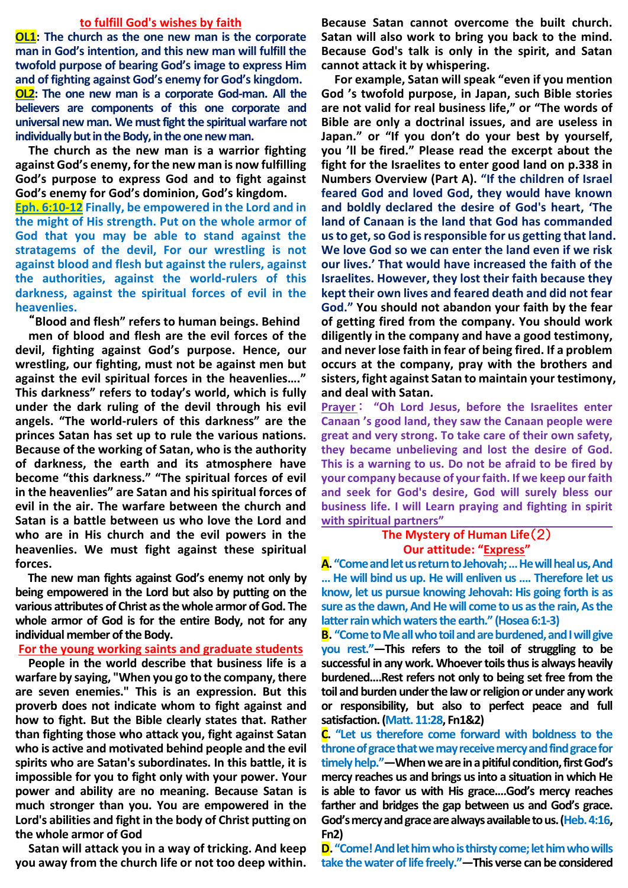## to fulfill God's wishes by faith

**OL1: The church as the one new man is the corporate man in God's intention, and this new man will fulfill the twofold purpose of bearing God's image to express Him and of fighting against God's enemy for God's kingdom.**

**OL2: The one new man is a corporate God-man. All the believers are components of this one corporate and universal new man. We must fight the spiritual warfare not individually but in the Body, in the one new man.**

The church as the new man is a warrior fighting against God's enemy, for the new man is now fulfilling God's purpose to express God and to fight against God's enemy for God's dominion, God's kingdom.

**Eph. 6:10-12 Finally, be empowered in the Lord and in the might of His strength. Put on the whole armor of God that you may be able to stand against the stratagems of the devil, For our wrestling is not against blood and flesh but against the rulers, against the authorities, against the world-rulers of this darkness, against the spiritual forces of evil in the heavenlies.**

"Blood and flesh" refers to human beings. Behind men of blood and flesh are the evil forces of the devil, fighting against God's purpose. Hence, our wrestling, our fighting, must not be against men but against the evil spiritual forces in the heavenlies…." This darkness" refers to today's world, which is fully under the dark ruling of the devil through his evil angels. "The world-rulers of this darkness" are the princes Satan has set up to rule the various nations. Because of the working of Satan, who is the authority of darkness, the earth and its atmosphere have become "this darkness." "The spiritual forces of evil in the heavenlies" are Satan and his spiritual forces of evil in the air. The warfare between the church and Satan is a battle between us who love the Lord and who are in His church and the evil powers in the heavenlies. We must fight against these spiritual forces.

**The new man fights against God's enemy not only by being empowered in the Lord but also by putting on the various attributes of Christ as the whole armor of God. The whole armor of God is for the entire Body, not for any individual member of the Body.**

### For the young working saints and graduate students

People in the world describe that business life is a warfare by saying, "When you go to the company, there are seven enemies." This is an expression. But this proverb does not indicate whom to fight against and how to fight. But the Bible clearly states that. Rather than fighting those who attack you, fight against Satan who is active and motivated behind people and the evil spirits who are Satan's subordinates. In this battle, it is impossible for you to fight only with your power. Your power and ability are no meaning. Because Satan is much stronger than you. You are empowered in the Lord's abilities and fight in the body of Christ putting on the whole armor of God

Satan will attack you in a way of tricking. And keep you away from the church life or not too deep within. Because Satan cannot overcome the built church. Satan will also work to bring you back to the mind. Because God's talk is only in the spirit, and Satan cannot attack it by whispering.

For example, Satan will speak "even if you mention God 's twofold purpose, in Japan, such Bible stories are not valid for real business life," or "The words of Bible are only a doctrinal issues, and are useless in Japan." or "If you don't do your best by yourself, you 'll be fired." Please read the excerpt about the fight for the Israelites to enter good land on p.338 in Numbers Overview (Part A). **"If the children of Israel feared God and loved God, they would have known and boldly declared the desire of God's heart, 'The land of Canaan is the land that God has commanded us to get, so God is responsible for us getting that land. We love God so we can enter the land even if we risk our lives.' That would have increased the faith of the Israelites. However, they lost their faith because they kept their own lives and feared death and did not fear God."** You should not abandon your faith by the fear of getting fired from the company. You should work diligently in the company and have a good testimony, and never lose faith in fear of being fired. If a problem occurs at the company, pray with the brothers and sisters, fight against Satan to maintain your testimony, and deal with Satan.

**Prayer： "Oh Lord Jesus, before the Israelites enter Canaan 's good land, they saw the Canaan people were great and very strong. To take care of their own safety, they became unbelieving and lost the desire of God. This is a warning to us. Do not be afraid to be fired by your company because of your faith. If we keep our faith and seek for God's desire, God will surely bless our business life. I will Learn praying and fighting in spirit with spiritual partners"**

## The Mystery of Human Life（2）
### Our attitude: "Express"

**A. "Come and let us return to Jehovah; … He will heal us, And … He will bind us up. He will enliven us …. Therefore let us know, let us pursue knowing Jehovah: His going forth is as sure as the dawn, And He will come to us as the rain, As the latter rain which waters the earth." (Hosea 6:1-3)**

**B. "Come to Me all who toil and are burdened, and I will give you rest."—This refers to the toil of struggling to be successful in any work. Whoever toils thus is always heavily burdened….Rest refers not only to being set free from the toil and burden under the law or religion or under any work or responsibility, but also to perfect peace and full satisfaction. (Matt. 11:28, Fn1&2)**

**C. "Let us therefore come forward with boldness to the throne of grace that we may receive mercy and find grace for timely help."—When we are in a pitiful condition, first God's mercy reaches us and brings us into a situation in which He is able to favor us with His grace….God's mercy reaches farther and bridges the gap between us and God's grace. God's mercy and grace are always available to us. (Heb. 4:16, Fn2)**

**D. "Come! And let him who is thirsty come; let him who wills take the water of life freely."—This verse can be considered**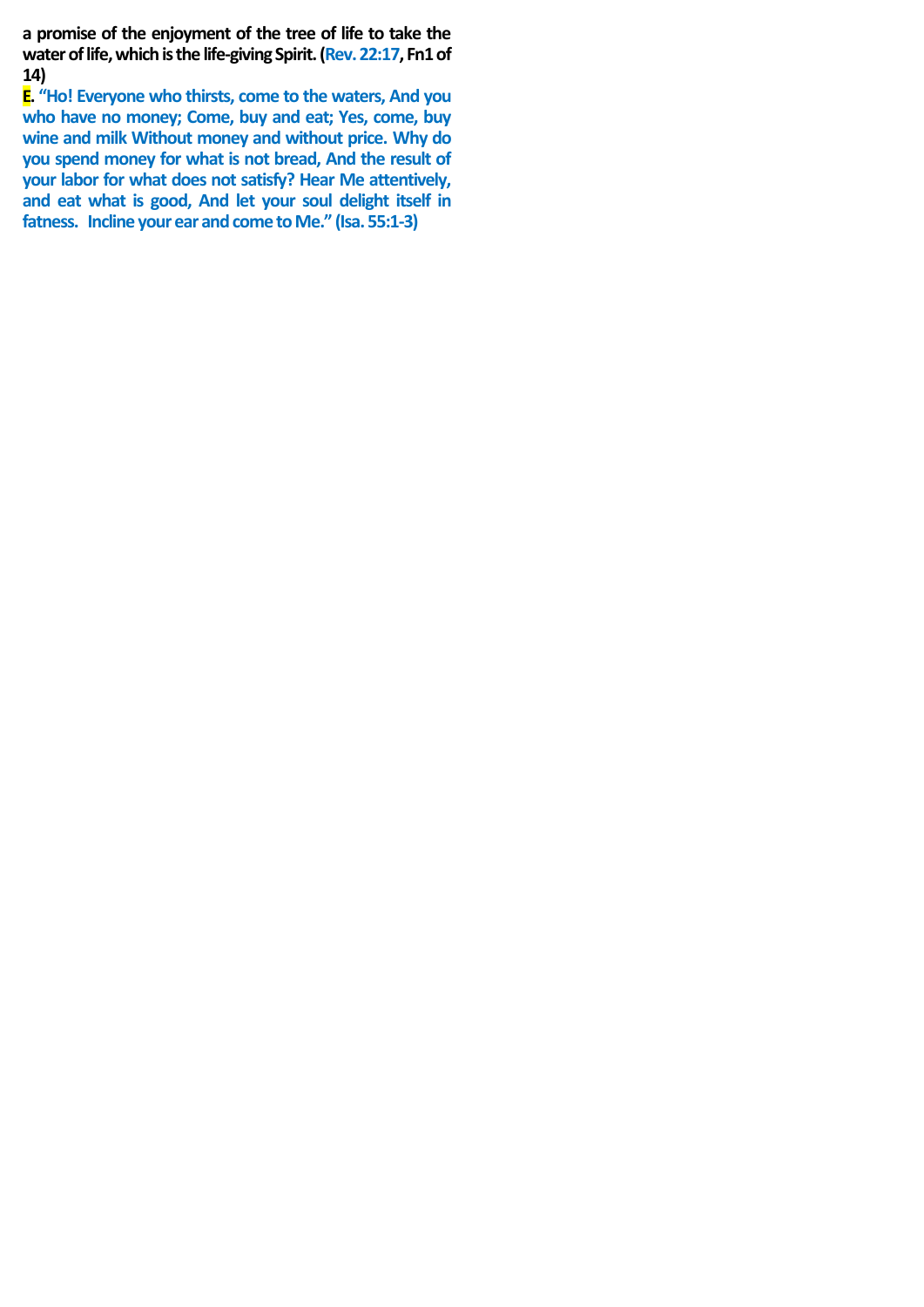**a promise of the enjoyment of the tree of life to take the water of life, which is the life-giving Spirit. (Rev. 22:17, Fn1 of 14)**

**E. "Ho! Everyone who thirsts, come to the waters, And you who have no money; Come, buy and eat; Yes, come, buy wine and milk Without money and without price. Why do you spend money for what is not bread, And the result of your labor for what does not satisfy? Hear Me attentively, and eat what is good, And let your soul delight itself in fatness. Incline your ear and come to Me." (Isa. 55:1-3)**